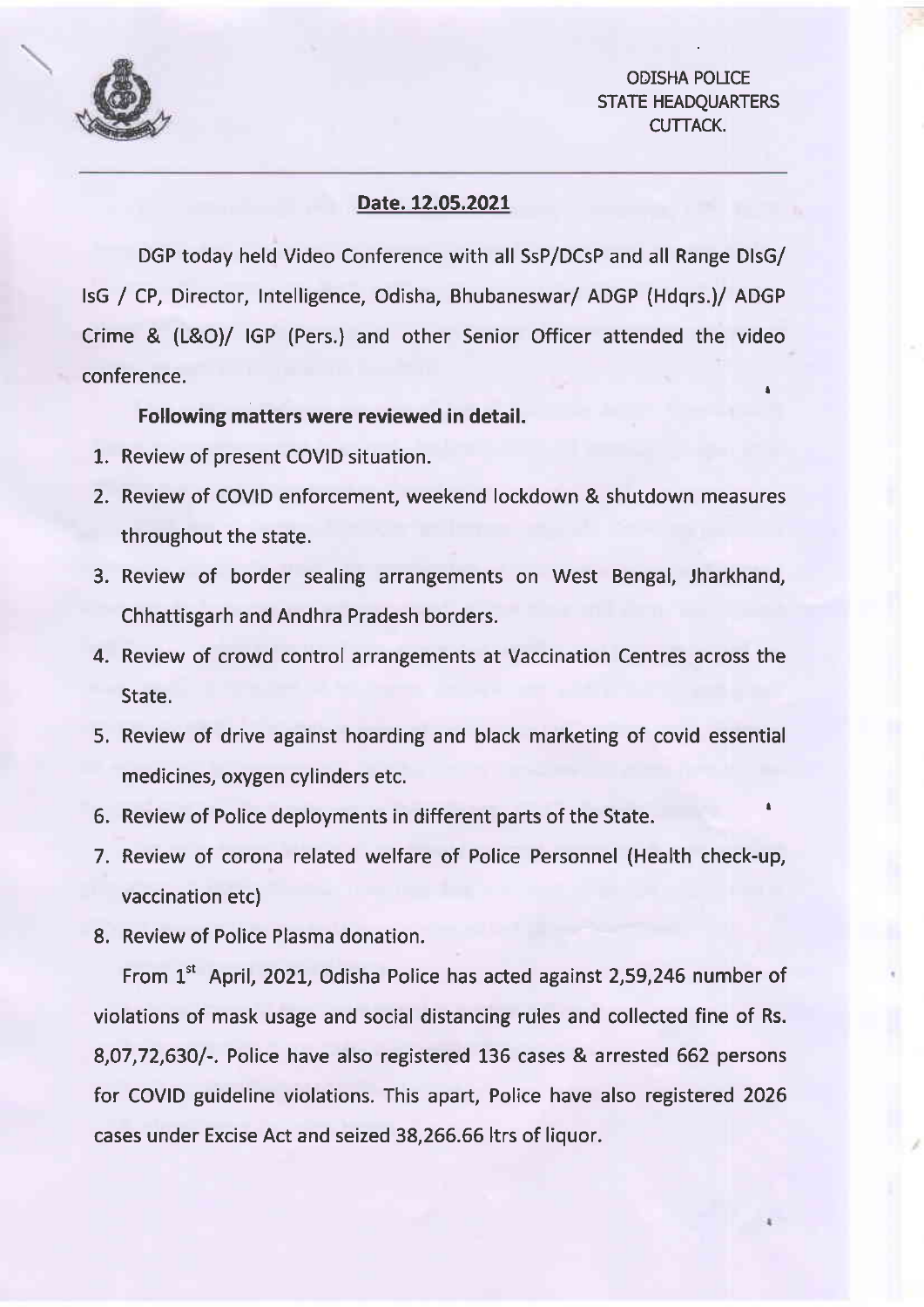ODISHA POLICE
STATE HEADQUARTERS
CUTTACK.

**Date. 12.05.2021**

DGP today held Video Conference with all SsP/DCsP and all Range DIsG/ IsG / CP, Director, Intelligence, Odisha, Bhubaneswar/ ADGP (Hdqrs.)/ ADGP Crime & (L&O)/ IGP (Pers.) and other Senior Officer attended the video conference.

**Following matters were reviewed in detail.**

1. Review of present COVID situation.
2. Review of COVID enforcement, weekend lockdown & shutdown measures throughout the state.
3. Review of border sealing arrangements on West Bengal, Jharkhand, Chhattisgarh and Andhra Pradesh borders.
4. Review of crowd control arrangements at Vaccination Centres across the State.
5. Review of drive against hoarding and black marketing of covid essential medicines, oxygen cylinders etc.
6. Review of Police deployments in different parts of the State.
7. Review of corona related welfare of Police Personnel (Health check-up, vaccination etc)
8. Review of Police Plasma donation.

From 1st April, 2021, Odisha Police has acted against 2,59,246 number of violations of mask usage and social distancing rules and collected fine of Rs. 8,07,72,630/-. Police have also registered 136 cases & arrested 662 persons for COVID guideline violations. This apart, Police have also registered 2026 cases under Excise Act and seized 38,266.66 ltrs of liquor.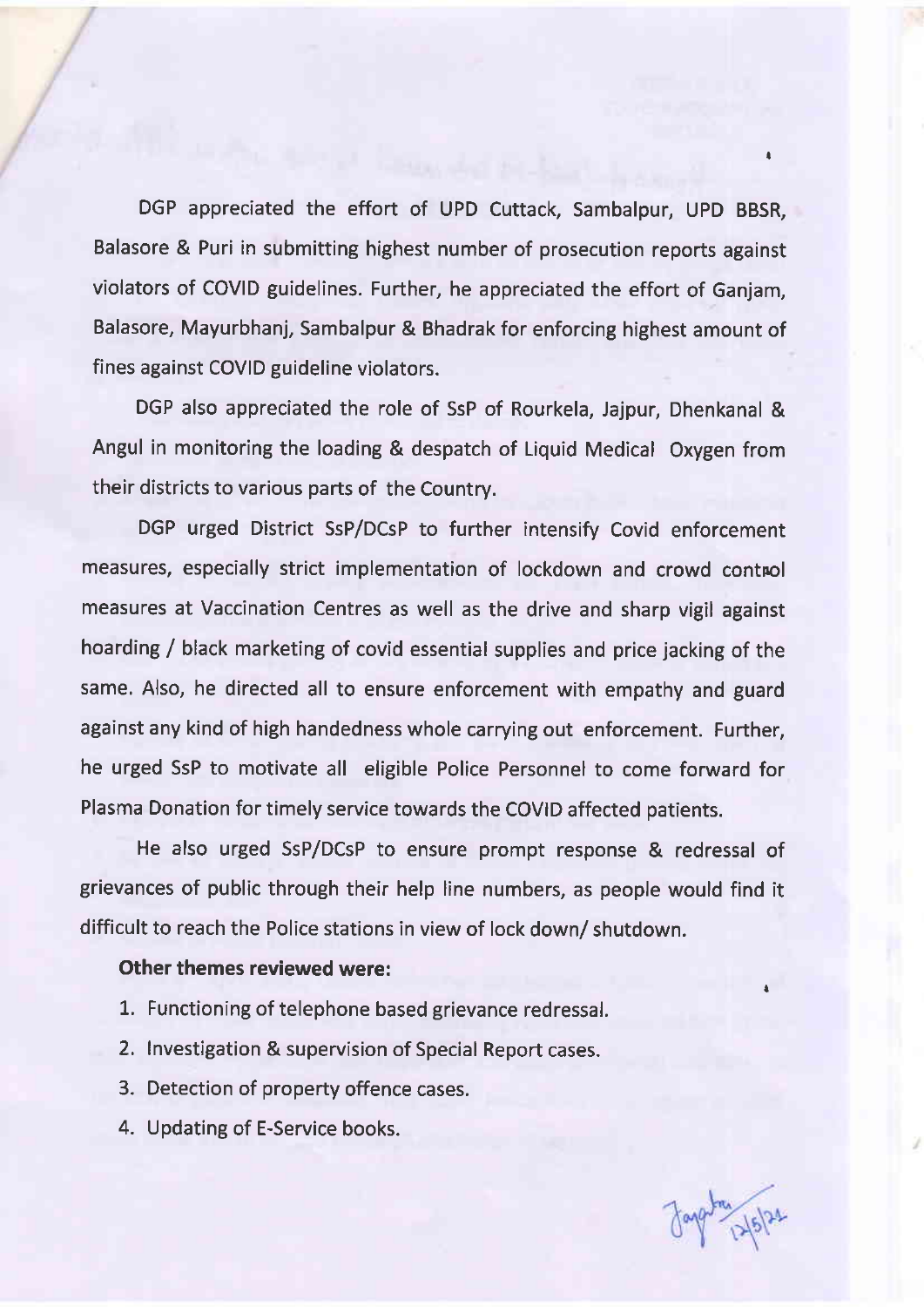DGP appreciated the effort of UPD Cuttack, Sambalpur, UPD BBSR, Balasore & Puri in submitting highest number of prosecution reports against violators of COVID guidelines. Further, he appreciated the effort of Ganjam, Balasore, Mayurbhanj, Sambalpur & Bhadrak for enforcing highest amount of fines against COVID guideline violators.

DGP also appreciated the role of SsP of Rourkela, Jajpur, Dhenkanal & Angul in monitoring the loading & despatch of Liquid Medical Oxygen from their districts to various parts of the Country.

DGP urged District SsP/DCsP to further intensify Covid enforcement measures, especially strict implementation of lockdown and crowd control measures at Vaccination Centres as well as the drive and sharp vigil against hoarding / black marketing of covid essential supplies and price jacking of the same. Also, he directed all to ensure enforcement with empathy and guard against any kind of high handedness whole carrying out enforcement. Further, he urged SsP to motivate all eligible Police Personnel to come forward for Plasma Donation for timely service towards the COVID affected patients.

He also urged SsP/DCsP to ensure prompt response & redressal of grievances of public through their help line numbers, as people would find it difficult to reach the Police stations in view of lock down/ shutdown.

**Other themes reviewed were:**

1. Functioning of telephone based grievance redressal.
2. Investigation & supervision of Special Report cases.
3. Detection of property offence cases.
4. Updating of E-Service books.

Jayashree 12/5/21